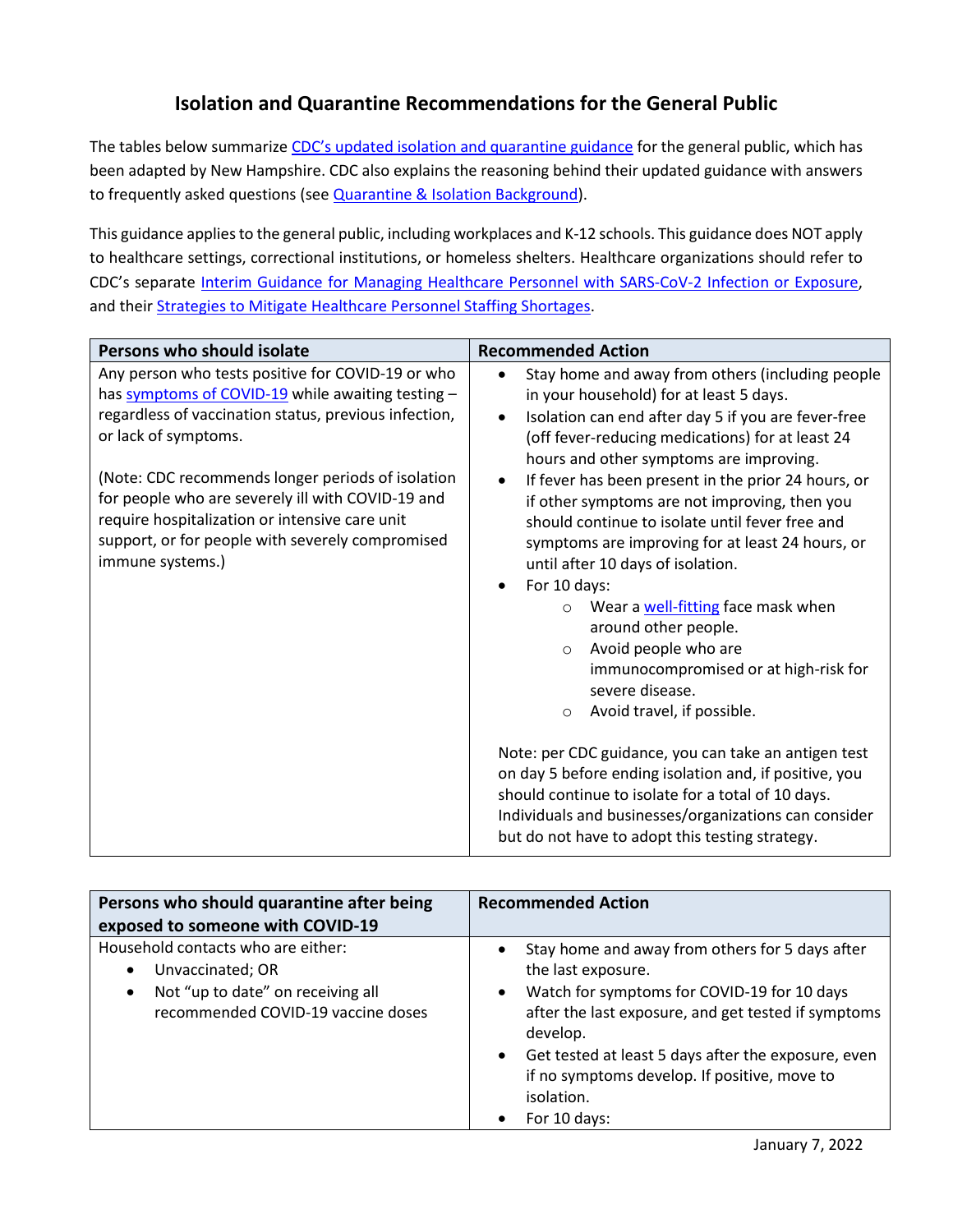# Isolation and Quarantine Recommendations for the General Public

The tables below summarize CDC's updated isolation and quarantine guidance for the general public, which has been adapted by New Hampshire. CDC also explains the reasoning behind their updated guidance with answers to frequently asked questions (see Quarantine & Isolation Background).

This guidance applies to the general public, including workplaces and K-12 schools. This guidance does NOT apply to healthcare settings, correctional institutions, or homeless shelters. Healthcare organizations should refer to CDC's separate Interim Guidance for Managing Healthcare Personnel with SARS-CoV-2 Infection or Exposure, and their Strategies to Mitigate Healthcare Personnel Staffing Shortages.

| Persons who should isolate | Recommended Action |
| --- | --- |
| Any person who tests positive for COVID-19 or who has symptoms of COVID-19 while awaiting testing – regardless of vaccination status, previous infection, or lack of symptoms.<br><br>(Note: CDC recommends longer periods of isolation for people who are severely ill with COVID-19 and require hospitalization or intensive care unit support, or for people with severely compromised immune systems.) | • Stay home and away from others (including people in your household) for at least 5 days.<br>• Isolation can end after day 5 if you are fever-free (off fever-reducing medications) for at least 24 hours and other symptoms are improving.<br>• If fever has been present in the prior 24 hours, or if other symptoms are not improving, then you should continue to isolate until fever free and symptoms are improving for at least 24 hours, or until after 10 days of isolation.<br>• For 10 days:<br>&nbsp;&nbsp;○ Wear a well-fitting face mask when around other people.<br>&nbsp;&nbsp;○ Avoid people who are immunocompromised or at high-risk for severe disease.<br>&nbsp;&nbsp;○ Avoid travel, if possible.<br><br>Note: per CDC guidance, you can take an antigen test on day 5 before ending isolation and, if positive, you should continue to isolate for a total of 10 days. Individuals and businesses/organizations can consider but do not have to adopt this testing strategy. |

| Persons who should quarantine after being exposed to someone with COVID-19 | Recommended Action |
| --- | --- |
| Household contacts who are either:<br>• Unvaccinated; OR<br>• Not "up to date" on receiving all recommended COVID-19 vaccine doses | • Stay home and away from others for 5 days after the last exposure.<br>• Watch for symptoms for COVID-19 for 10 days after the last exposure, and get tested if symptoms develop.<br>• Get tested at least 5 days after the exposure, even if no symptoms develop. If positive, move to isolation.<br>• For 10 days: |

January 7, 2022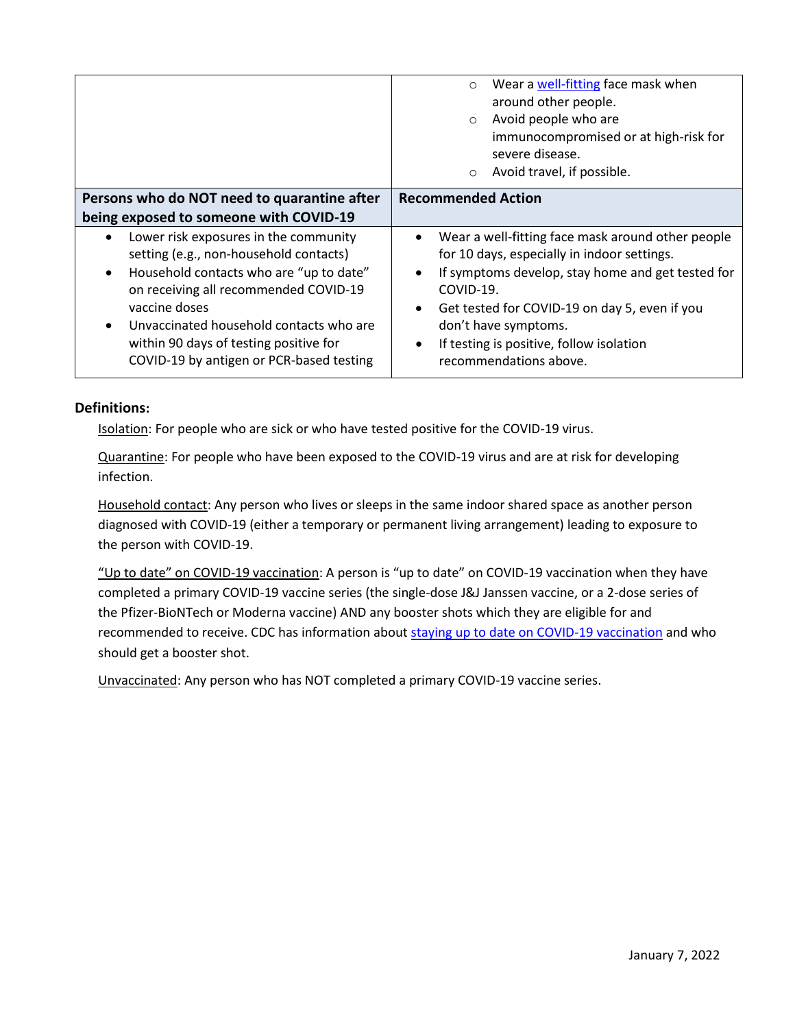| | |
|---|---|
| | ○ Wear a well-fitting face mask when around other people.<br>○ Avoid people who are immunocompromised or at high-risk for severe disease.<br>○ Avoid travel, if possible. |
| **Persons who do NOT need to quarantine after being exposed to someone with COVID-19** | **Recommended Action** |
| • Lower risk exposures in the community setting (e.g., non-household contacts)<br>• Household contacts who are "up to date" on receiving all recommended COVID-19 vaccine doses<br>• Unvaccinated household contacts who are within 90 days of testing positive for COVID-19 by antigen or PCR-based testing | • Wear a well-fitting face mask around other people for 10 days, especially in indoor settings.<br>• If symptoms develop, stay home and get tested for COVID-19.<br>• Get tested for COVID-19 on day 5, even if you don't have symptoms.<br>• If testing is positive, follow isolation recommendations above. |

**Definitions:**

Isolation: For people who are sick or who have tested positive for the COVID-19 virus.

Quarantine: For people who have been exposed to the COVID-19 virus and are at risk for developing infection.

Household contact: Any person who lives or sleeps in the same indoor shared space as another person diagnosed with COVID-19 (either a temporary or permanent living arrangement) leading to exposure to the person with COVID-19.

"Up to date" on COVID-19 vaccination: A person is "up to date" on COVID-19 vaccination when they have completed a primary COVID-19 vaccine series (the single-dose J&J Janssen vaccine, or a 2-dose series of the Pfizer-BioNTech or Moderna vaccine) AND any booster shots which they are eligible for and recommended to receive. CDC has information about staying up to date on COVID-19 vaccination and who should get a booster shot.

Unvaccinated: Any person who has NOT completed a primary COVID-19 vaccine series.

January 7, 2022